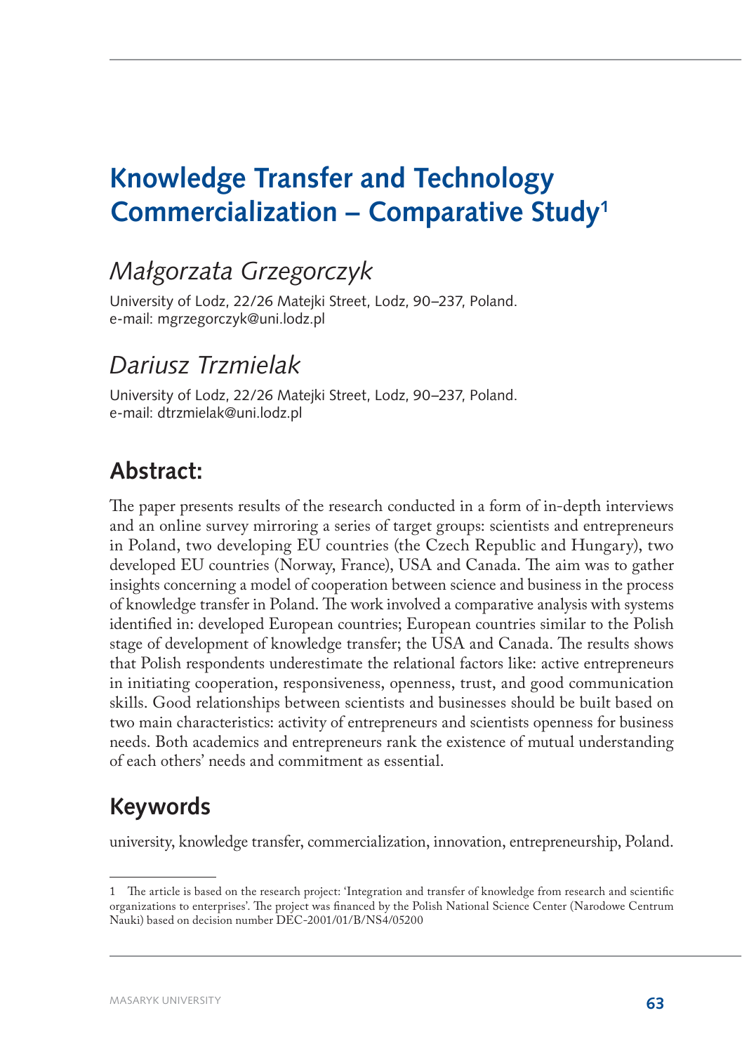# Knowledge Transfer and Technology Commercialization – Comparative Study[1]

## *Małgorzata Grzegorczyk*

University of Lodz, 22/26 Matejki Street, Lodz, 90–237, Poland.
e-mail: mgrzegorczyk@uni.lodz.pl

## *Dariusz Trzmielak*

University of Lodz, 22/26 Matejki Street, Lodz, 90–237, Poland.
e-mail: dtrzmielak@uni.lodz.pl

## Abstract:

The paper presents results of the research conducted in a form of in-depth interviews and an online survey mirroring a series of target groups: scientists and entrepreneurs in Poland, two developing EU countries (the Czech Republic and Hungary), two developed EU countries (Norway, France), USA and Canada. The aim was to gather insights concerning a model of cooperation between science and business in the process of knowledge transfer in Poland. The work involved a comparative analysis with systems identified in: developed European countries; European countries similar to the Polish stage of development of knowledge transfer; the USA and Canada. The results shows that Polish respondents underestimate the relational factors like: active entrepreneurs in initiating cooperation, responsiveness, openness, trust, and good communication skills. Good relationships between scientists and businesses should be built based on two main characteristics: activity of entrepreneurs and scientists openness for business needs. Both academics and entrepreneurs rank the existence of mutual understanding of each others' needs and commitment as essential.

## Keywords

university, knowledge transfer, commercialization, innovation, entrepreneurship, Poland.

---

1 The article is based on the research project: 'Integration and transfer of knowledge from research and scientific organizations to enterprises'. The project was financed by the Polish National Science Center (Narodowe Centrum Nauki) based on decision number DEC-2001/01/B/NS4/05200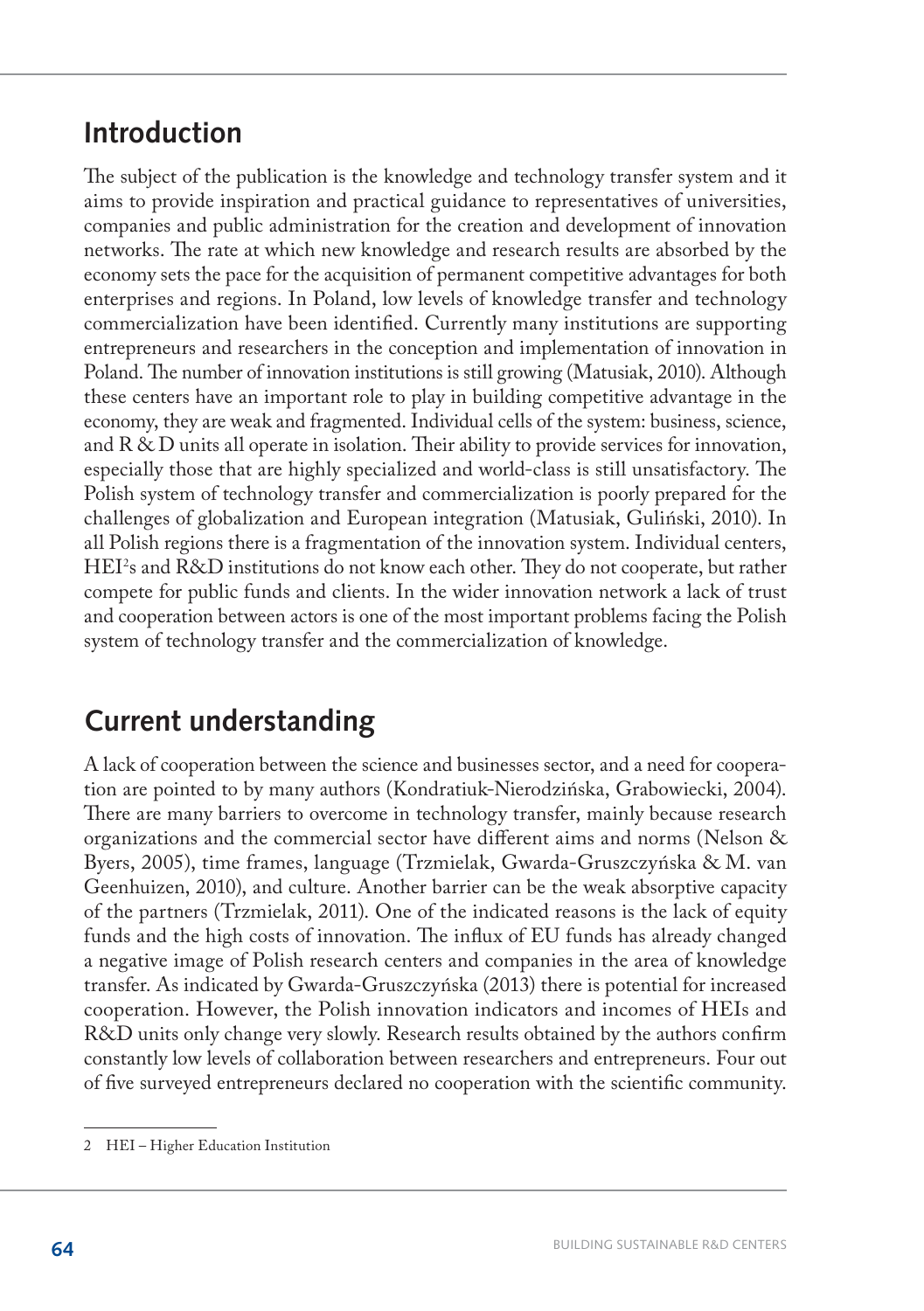## Introduction

The subject of the publication is the knowledge and technology transfer system and it aims to provide inspiration and practical guidance to representatives of universities, companies and public administration for the creation and development of innovation networks. The rate at which new knowledge and research results are absorbed by the economy sets the pace for the acquisition of permanent competitive advantages for both enterprises and regions. In Poland, low levels of knowledge transfer and technology commercialization have been identified. Currently many institutions are supporting entrepreneurs and researchers in the conception and implementation of innovation in Poland. The number of innovation institutions is still growing (Matusiak, 2010). Although these centers have an important role to play in building competitive advantage in the economy, they are weak and fragmented. Individual cells of the system: business, science, and R & D units all operate in isolation. Their ability to provide services for innovation, especially those that are highly specialized and world-class is still unsatisfactory. The Polish system of technology transfer and commercialization is poorly prepared for the challenges of globalization and European integration (Matusiak, Guliński, 2010). In all Polish regions there is a fragmentation of the innovation system. Individual centers, HEI[2]s and R&D institutions do not know each other. They do not cooperate, but rather compete for public funds and clients. In the wider innovation network a lack of trust and cooperation between actors is one of the most important problems facing the Polish system of technology transfer and the commercialization of knowledge.

## Current understanding

A lack of cooperation between the science and businesses sector, and a need for cooperation are pointed to by many authors (Kondratiuk-Nierodzińska, Grabowiecki, 2004). There are many barriers to overcome in technology transfer, mainly because research organizations and the commercial sector have different aims and norms (Nelson & Byers, 2005), time frames, language (Trzmielak, Gwarda-Gruszczyńska & M. van Geenhuizen, 2010), and culture. Another barrier can be the weak absorptive capacity of the partners (Trzmielak, 2011). One of the indicated reasons is the lack of equity funds and the high costs of innovation. The influx of EU funds has already changed a negative image of Polish research centers and companies in the area of knowledge transfer. As indicated by Gwarda-Gruszczyńska (2013) there is potential for increased cooperation. However, the Polish innovation indicators and incomes of HEIs and R&D units only change very slowly. Research results obtained by the authors confirm constantly low levels of collaboration between researchers and entrepreneurs. Four out of five surveyed entrepreneurs declared no cooperation with the scientific community.

2 HEI – Higher Education Institution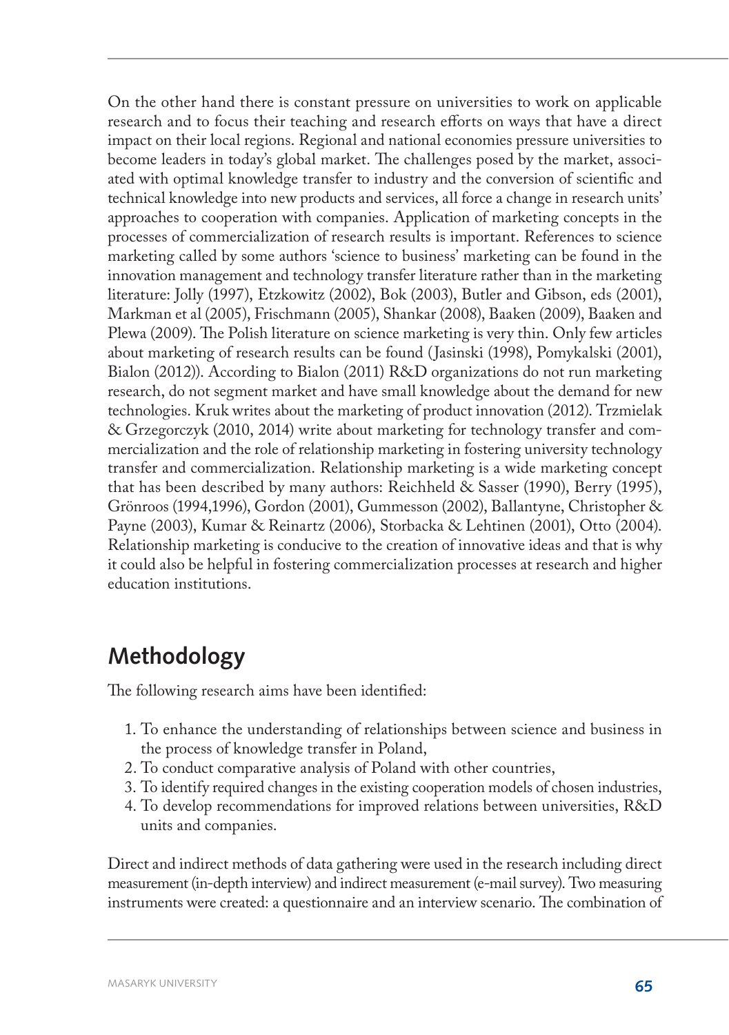On the other hand there is constant pressure on universities to work on applicable research and to focus their teaching and research efforts on ways that have a direct impact on their local regions. Regional and national economies pressure universities to become leaders in today's global market. The challenges posed by the market, associated with optimal knowledge transfer to industry and the conversion of scientific and technical knowledge into new products and services, all force a change in research units' approaches to cooperation with companies. Application of marketing concepts in the processes of commercialization of research results is important. References to science marketing called by some authors 'science to business' marketing can be found in the innovation management and technology transfer literature rather than in the marketing literature: Jolly (1997), Etzkowitz (2002), Bok (2003), Butler and Gibson, eds (2001), Markman et al (2005), Frischmann (2005), Shankar (2008), Baaken (2009), Baaken and Plewa (2009). The Polish literature on science marketing is very thin. Only few articles about marketing of research results can be found (Jasinski (1998), Pomykalski (2001), Bialon (2012)). According to Bialon (2011) R&D organizations do not run marketing research, do not segment market and have small knowledge about the demand for new technologies. Kruk writes about the marketing of product innovation (2012). Trzmielak & Grzegorczyk (2010, 2014) write about marketing for technology transfer and commercialization and the role of relationship marketing in fostering university technology transfer and commercialization. Relationship marketing is a wide marketing concept that has been described by many authors: Reichheld & Sasser (1990), Berry (1995), Grönroos (1994,1996), Gordon (2001), Gummesson (2002), Ballantyne, Christopher & Payne (2003), Kumar & Reinartz (2006), Storbacka & Lehtinen (2001), Otto (2004). Relationship marketing is conducive to the creation of innovative ideas and that is why it could also be helpful in fostering commercialization processes at research and higher education institutions.

## Methodology

The following research aims have been identified:

1. To enhance the understanding of relationships between science and business in the process of knowledge transfer in Poland,
2. To conduct comparative analysis of Poland with other countries,
3. To identify required changes in the existing cooperation models of chosen industries,
4. To develop recommendations for improved relations between universities, R&D units and companies.

Direct and indirect methods of data gathering were used in the research including direct measurement (in-depth interview) and indirect measurement (e-mail survey). Two measuring instruments were created: a questionnaire and an interview scenario. The combination of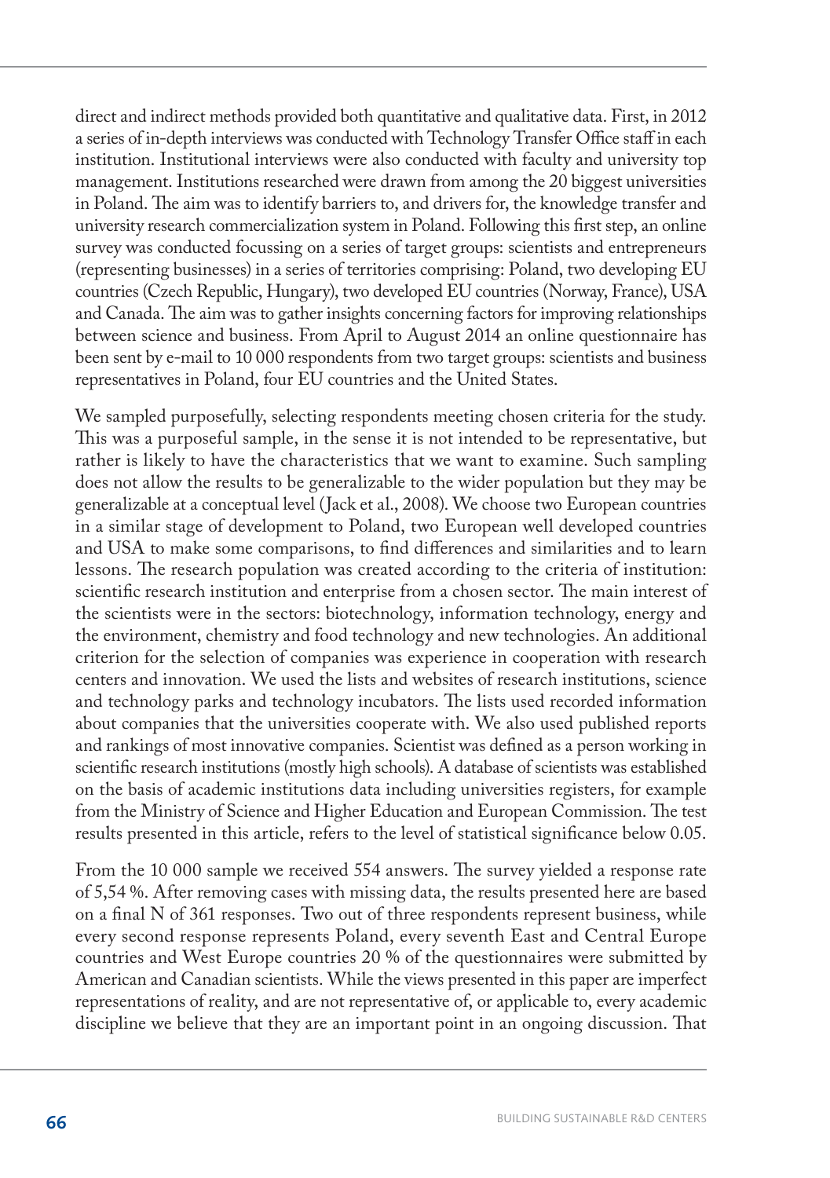direct and indirect methods provided both quantitative and qualitative data. First, in 2012 a series of in-depth interviews was conducted with Technology Transfer Office staff in each institution. Institutional interviews were also conducted with faculty and university top management. Institutions researched were drawn from among the 20 biggest universities in Poland. The aim was to identify barriers to, and drivers for, the knowledge transfer and university research commercialization system in Poland. Following this first step, an online survey was conducted focussing on a series of target groups: scientists and entrepreneurs (representing businesses) in a series of territories comprising: Poland, two developing EU countries (Czech Republic, Hungary), two developed EU countries (Norway, France), USA and Canada. The aim was to gather insights concerning factors for improving relationships between science and business. From April to August 2014 an online questionnaire has been sent by e-mail to 10 000 respondents from two target groups: scientists and business representatives in Poland, four EU countries and the United States.

We sampled purposefully, selecting respondents meeting chosen criteria for the study. This was a purposeful sample, in the sense it is not intended to be representative, but rather is likely to have the characteristics that we want to examine. Such sampling does not allow the results to be generalizable to the wider population but they may be generalizable at a conceptual level (Jack et al., 2008). We choose two European countries in a similar stage of development to Poland, two European well developed countries and USA to make some comparisons, to find differences and similarities and to learn lessons. The research population was created according to the criteria of institution: scientific research institution and enterprise from a chosen sector. The main interest of the scientists were in the sectors: biotechnology, information technology, energy and the environment, chemistry and food technology and new technologies. An additional criterion for the selection of companies was experience in cooperation with research centers and innovation. We used the lists and websites of research institutions, science and technology parks and technology incubators. The lists used recorded information about companies that the universities cooperate with. We also used published reports and rankings of most innovative companies. Scientist was defined as a person working in scientific research institutions (mostly high schools). A database of scientists was established on the basis of academic institutions data including universities registers, for example from the Ministry of Science and Higher Education and European Commission. The test results presented in this article, refers to the level of statistical significance below 0.05.

From the 10 000 sample we received 554 answers. The survey yielded a response rate of 5,54 %. After removing cases with missing data, the results presented here are based on a final N of 361 responses. Two out of three respondents represent business, while every second response represents Poland, every seventh East and Central Europe countries and West Europe countries 20 % of the questionnaires were submitted by American and Canadian scientists. While the views presented in this paper are imperfect representations of reality, and are not representative of, or applicable to, every academic discipline we believe that they are an important point in an ongoing discussion. That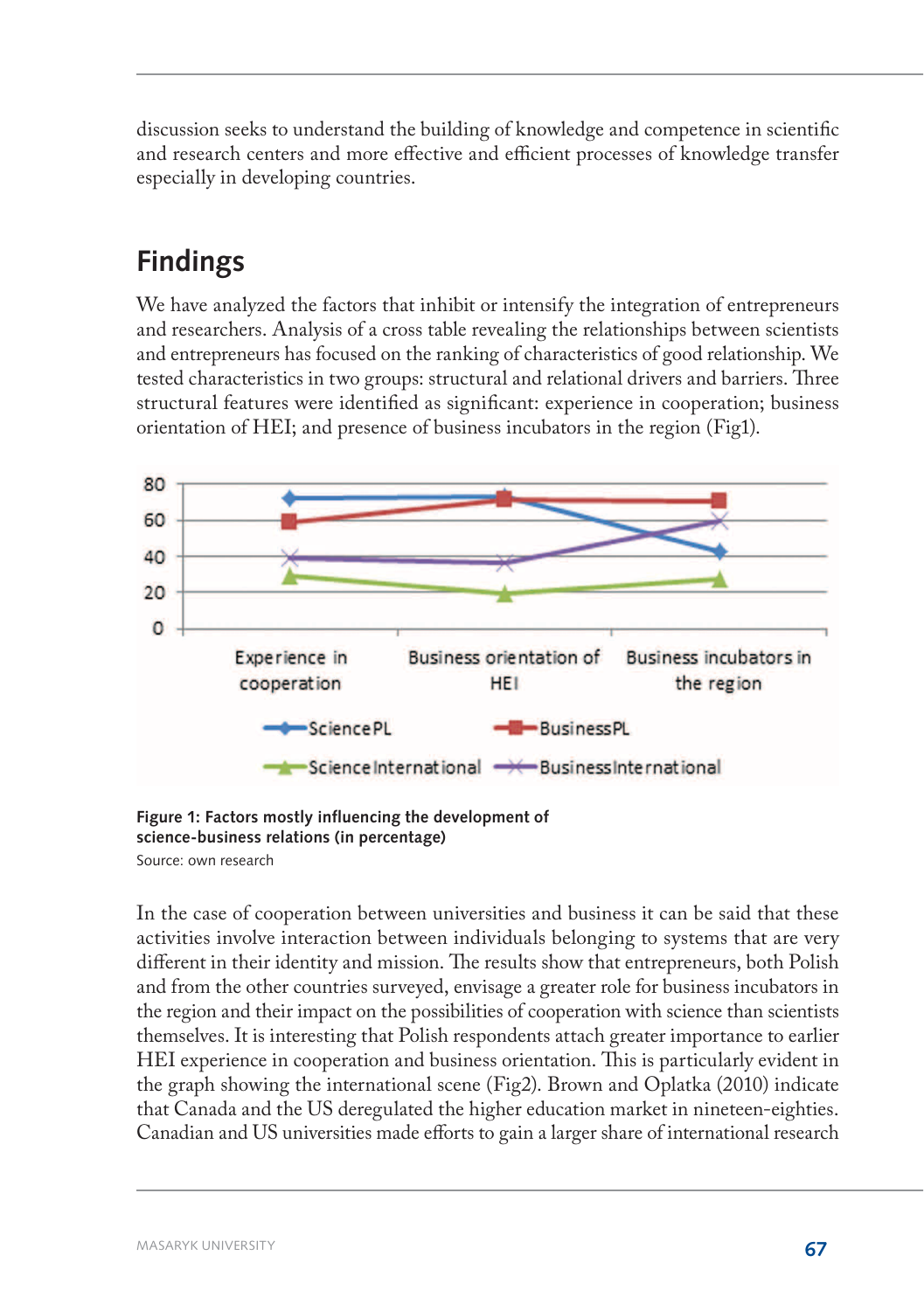discussion seeks to understand the building of knowledge and competence in scientific and research centers and more effective and efficient processes of knowledge transfer especially in developing countries.

## Findings

We have analyzed the factors that inhibit or intensify the integration of entrepreneurs and researchers. Analysis of a cross table revealing the relationships between scientists and entrepreneurs has focused on the ranking of characteristics of good relationship. We tested characteristics in two groups: structural and relational drivers and barriers. Three structural features were identified as significant: experience in cooperation; business orientation of HEI; and presence of business incubators in the region (Fig1).

**Figure 1: Factors mostly influencing the development of science-business relations (in percentage)**

Source: own research

In the case of cooperation between universities and business it can be said that these activities involve interaction between individuals belonging to systems that are very different in their identity and mission. The results show that entrepreneurs, both Polish and from the other countries surveyed, envisage a greater role for business incubators in the region and their impact on the possibilities of cooperation with science than scientists themselves. It is interesting that Polish respondents attach greater importance to earlier HEI experience in cooperation and business orientation. This is particularly evident in the graph showing the international scene (Fig2). Brown and Oplatka (2010) indicate that Canada and the US deregulated the higher education market in nineteen-eighties. Canadian and US universities made efforts to gain a larger share of international research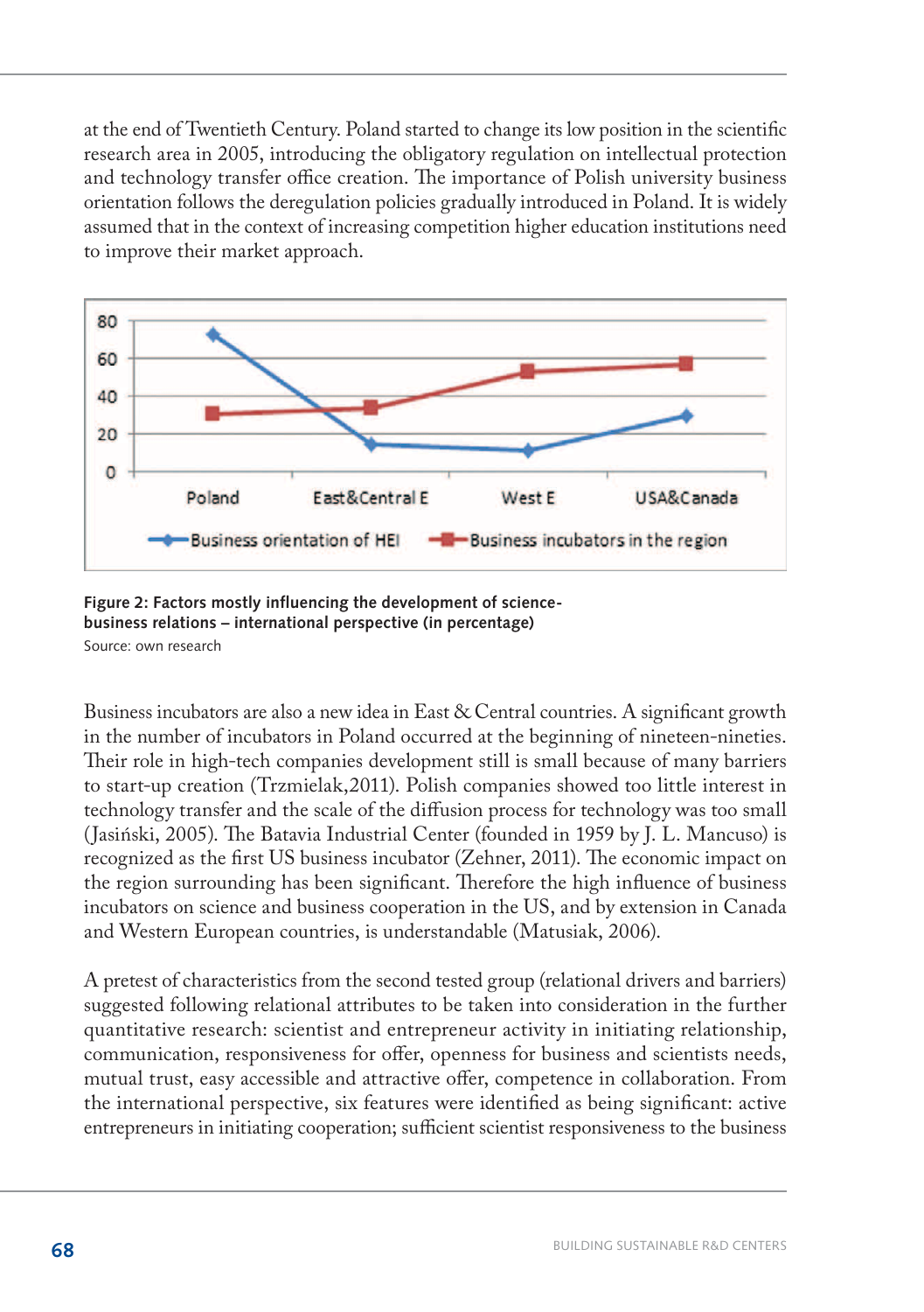at the end of Twentieth Century. Poland started to change its low position in the scientific research area in 2005, introducing the obligatory regulation on intellectual protection and technology transfer office creation. The importance of Polish university business orientation follows the deregulation policies gradually introduced in Poland. It is widely assumed that in the context of increasing competition higher education institutions need to improve their market approach.

**Figure 2: Factors mostly influencing the development of science-business relations – international perspective (in percentage)**

Source: own research

Business incubators are also a new idea in East & Central countries. A significant growth in the number of incubators in Poland occurred at the beginning of nineteen-nineties. Their role in high-tech companies development still is small because of many barriers to start-up creation (Trzmielak,2011). Polish companies showed too little interest in technology transfer and the scale of the diffusion process for technology was too small (Jasiński, 2005). The Batavia Industrial Center (founded in 1959 by J. L. Mancuso) is recognized as the first US business incubator (Zehner, 2011). The economic impact on the region surrounding has been significant. Therefore the high influence of business incubators on science and business cooperation in the US, and by extension in Canada and Western European countries, is understandable (Matusiak, 2006).

A pretest of characteristics from the second tested group (relational drivers and barriers) suggested following relational attributes to be taken into consideration in the further quantitative research: scientist and entrepreneur activity in initiating relationship, communication, responsiveness for offer, openness for business and scientists needs, mutual trust, easy accessible and attractive offer, competence in collaboration. From the international perspective, six features were identified as being significant: active entrepreneurs in initiating cooperation; sufficient scientist responsiveness to the business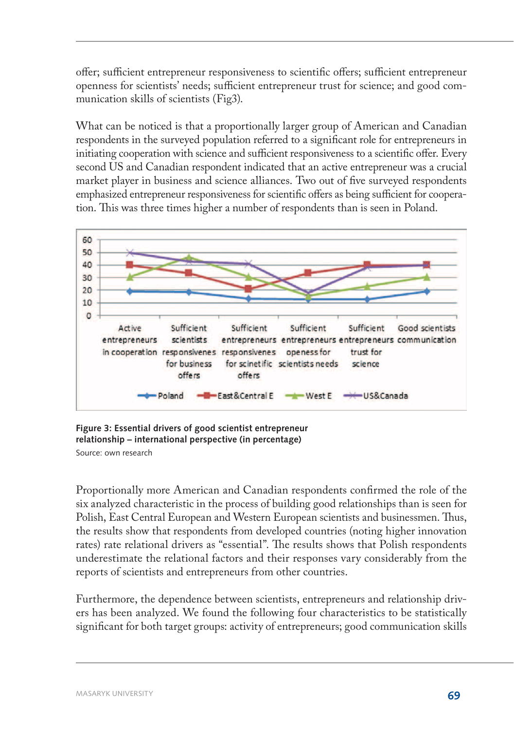offer; sufficient entrepreneur responsiveness to scientific offers; sufficient entrepreneur openness for scientists' needs; sufficient entrepreneur trust for science; and good communication skills of scientists (Fig3).

What can be noticed is that a proportionally larger group of American and Canadian respondents in the surveyed population referred to a significant role for entrepreneurs in initiating cooperation with science and sufficient responsiveness to a scientific offer. Every second US and Canadian respondent indicated that an active entrepreneur was a crucial market player in business and science alliances. Two out of five surveyed respondents emphasized entrepreneur responsiveness for scientific offers as being sufficient for cooperation. This was three times higher a number of respondents than is seen in Poland.

**Figure 3: Essential drivers of good scientist entrepreneur relationship – international perspective (in percentage)**

Source: own research

Proportionally more American and Canadian respondents confirmed the role of the six analyzed characteristic in the process of building good relationships than is seen for Polish, East Central European and Western European scientists and businessmen. Thus, the results show that respondents from developed countries (noting higher innovation rates) rate relational drivers as "essential". The results shows that Polish respondents underestimate the relational factors and their responses vary considerably from the reports of scientists and entrepreneurs from other countries.

Furthermore, the dependence between scientists, entrepreneurs and relationship drivers has been analyzed. We found the following four characteristics to be statistically significant for both target groups: activity of entrepreneurs; good communication skills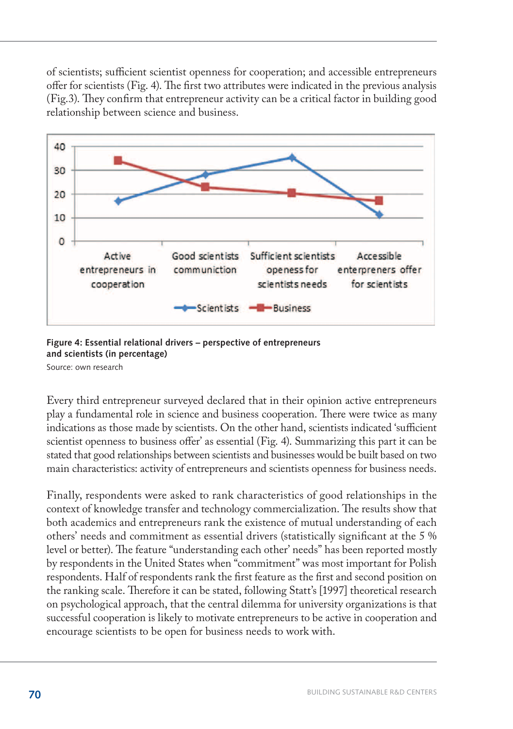of scientists; sufficient scientist openness for cooperation; and accessible entrepreneurs offer for scientists (Fig. 4). The first two attributes were indicated in the previous analysis (Fig.3). They confirm that entrepreneur activity can be a critical factor in building good relationship between science and business.

**Figure 4: Essential relational drivers – perspective of entrepreneurs and scientists (in percentage)**

Source: own research

Every third entrepreneur surveyed declared that in their opinion active entrepreneurs play a fundamental role in science and business cooperation. There were twice as many indications as those made by scientists. On the other hand, scientists indicated 'sufficient scientist openness to business offer' as essential (Fig. 4). Summarizing this part it can be stated that good relationships between scientists and businesses would be built based on two main characteristics: activity of entrepreneurs and scientists openness for business needs.

Finally, respondents were asked to rank characteristics of good relationships in the context of knowledge transfer and technology commercialization. The results show that both academics and entrepreneurs rank the existence of mutual understanding of each others' needs and commitment as essential drivers (statistically significant at the 5 % level or better). The feature "understanding each other' needs" has been reported mostly by respondents in the United States when "commitment" was most important for Polish respondents. Half of respondents rank the first feature as the first and second position on the ranking scale. Therefore it can be stated, following Statt's [1997] theoretical research on psychological approach, that the central dilemma for university organizations is that successful cooperation is likely to motivate entrepreneurs to be active in cooperation and encourage scientists to be open for business needs to work with.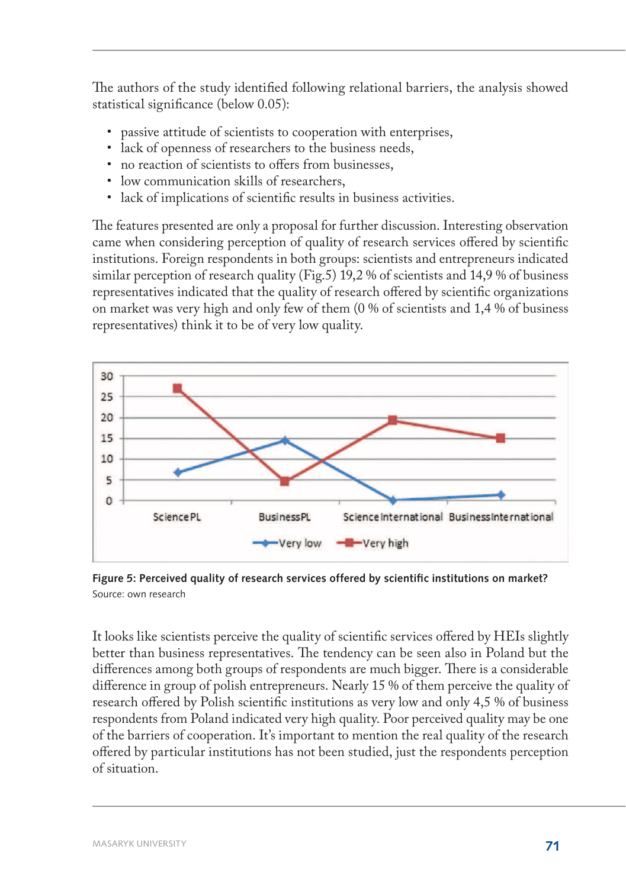The authors of the study identified following relational barriers, the analysis showed statistical significance (below 0.05):

- passive attitude of scientists to cooperation with enterprises,
- lack of openness of researchers to the business needs,
- no reaction of scientists to offers from businesses,
- low communication skills of researchers,
- lack of implications of scientific results in business activities.

The features presented are only a proposal for further discussion. Interesting observation came when considering perception of quality of research services offered by scientific institutions. Foreign respondents in both groups: scientists and entrepreneurs indicated similar perception of research quality (Fig.5) 19,2 % of scientists and 14,9 % of business representatives indicated that the quality of research offered by scientific organizations on market was very high and only few of them (0 % of scientists and 1,4 % of business representatives) think it to be of very low quality.

**Figure 5: Perceived quality of research services offered by scientific institutions on market?**
Source: own research

It looks like scientists perceive the quality of scientific services offered by HEIs slightly better than business representatives. The tendency can be seen also in Poland but the differences among both groups of respondents are much bigger. There is a considerable difference in group of polish entrepreneurs. Nearly 15 % of them perceive the quality of research offered by Polish scientific institutions as very low and only 4,5 % of business respondents from Poland indicated very high quality. Poor perceived quality may be one of the barriers of cooperation. It's important to mention the real quality of the research offered by particular institutions has not been studied, just the respondents perception of situation.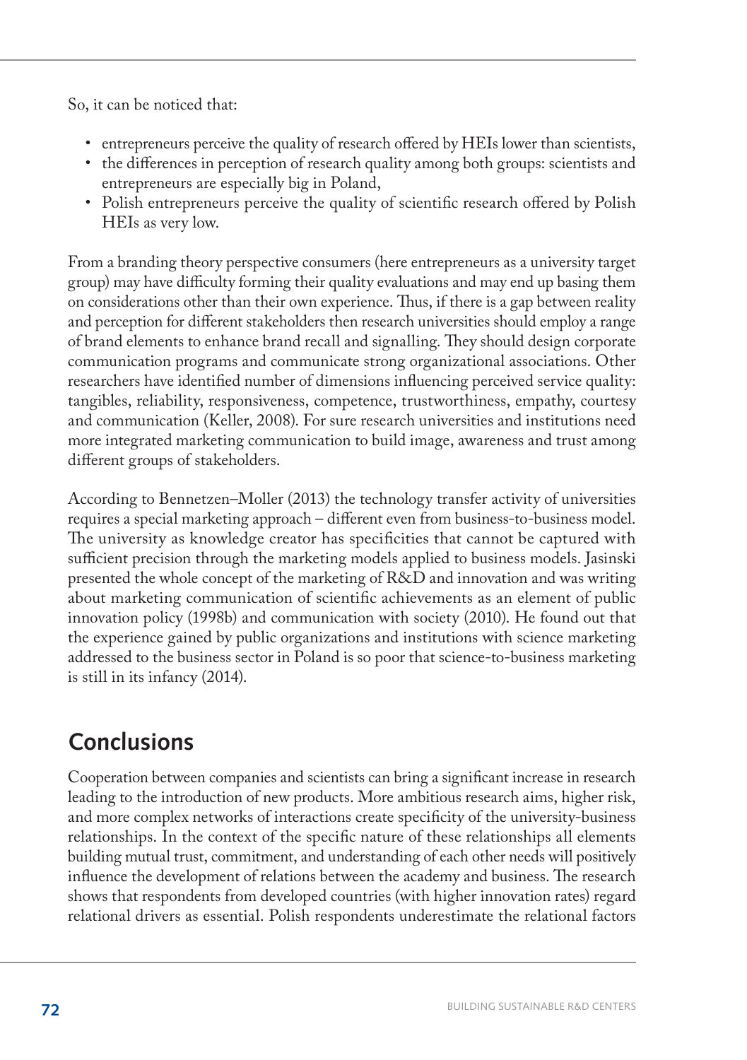So, it can be noticed that:

- entrepreneurs perceive the quality of research offered by HEIs lower than scientists,
- the differences in perception of research quality among both groups: scientists and entrepreneurs are especially big in Poland,
- Polish entrepreneurs perceive the quality of scientific research offered by Polish HEIs as very low.

From a branding theory perspective consumers (here entrepreneurs as a university target group) may have difficulty forming their quality evaluations and may end up basing them on considerations other than their own experience. Thus, if there is a gap between reality and perception for different stakeholders then research universities should employ a range of brand elements to enhance brand recall and signalling. They should design corporate communication programs and communicate strong organizational associations. Other researchers have identified number of dimensions influencing perceived service quality: tangibles, reliability, responsiveness, competence, trustworthiness, empathy, courtesy and communication (Keller, 2008). For sure research universities and institutions need more integrated marketing communication to build image, awareness and trust among different groups of stakeholders.

According to Bennetzen–Moller (2013) the technology transfer activity of universities requires a special marketing approach – different even from business-to-business model. The university as knowledge creator has specificities that cannot be captured with sufficient precision through the marketing models applied to business models. Jasinski presented the whole concept of the marketing of R&D and innovation and was writing about marketing communication of scientific achievements as an element of public innovation policy (1998b) and communication with society (2010). He found out that the experience gained by public organizations and institutions with science marketing addressed to the business sector in Poland is so poor that science-to-business marketing is still in its infancy (2014).

## Conclusions

Cooperation between companies and scientists can bring a significant increase in research leading to the introduction of new products. More ambitious research aims, higher risk, and more complex networks of interactions create specificity of the university-business relationships. In the context of the specific nature of these relationships all elements building mutual trust, commitment, and understanding of each other needs will positively influence the development of relations between the academy and business. The research shows that respondents from developed countries (with higher innovation rates) regard relational drivers as essential. Polish respondents underestimate the relational factors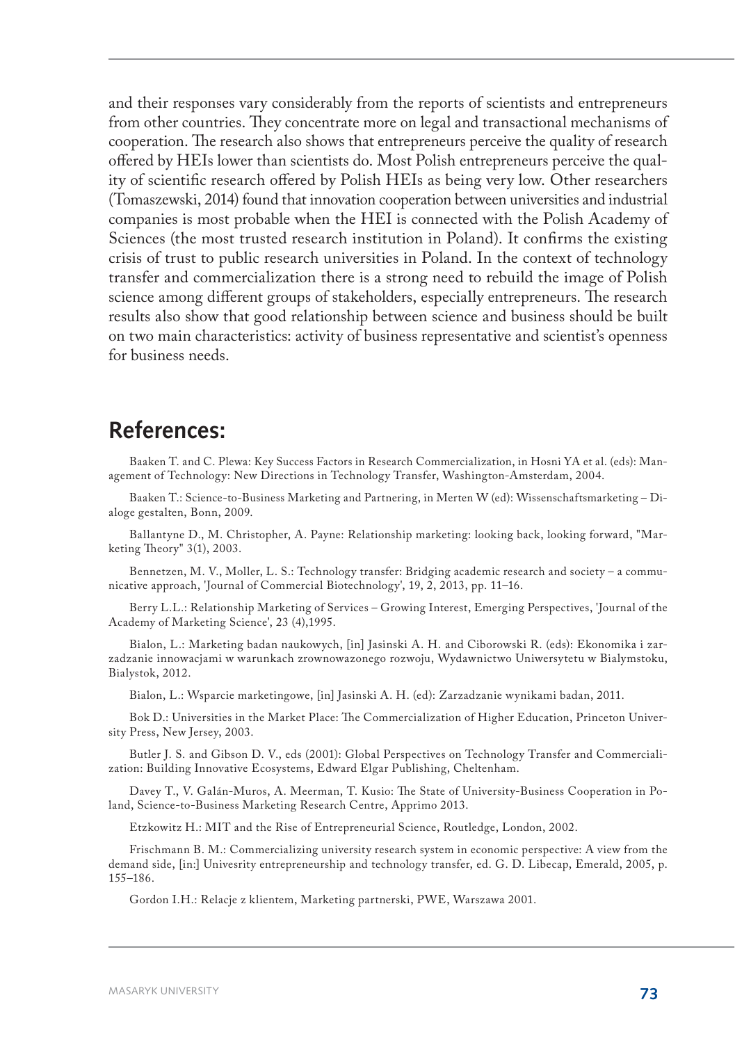and their responses vary considerably from the reports of scientists and entrepreneurs from other countries. They concentrate more on legal and transactional mechanisms of cooperation. The research also shows that entrepreneurs perceive the quality of research offered by HEIs lower than scientists do. Most Polish entrepreneurs perceive the quality of scientific research offered by Polish HEIs as being very low. Other researchers (Tomaszewski, 2014) found that innovation cooperation between universities and industrial companies is most probable when the HEI is connected with the Polish Academy of Sciences (the most trusted research institution in Poland). It confirms the existing crisis of trust to public research universities in Poland. In the context of technology transfer and commercialization there is a strong need to rebuild the image of Polish science among different groups of stakeholders, especially entrepreneurs. The research results also show that good relationship between science and business should be built on two main characteristics: activity of business representative and scientist's openness for business needs.

## References:

Baaken T. and C. Plewa: Key Success Factors in Research Commercialization, in Hosni YA et al. (eds): Management of Technology: New Directions in Technology Transfer, Washington-Amsterdam, 2004.

Baaken T.: Science-to-Business Marketing and Partnering, in Merten W (ed): Wissenschaftsmarketing – Dialoge gestalten, Bonn, 2009.

Ballantyne D., M. Christopher, A. Payne: Relationship marketing: looking back, looking forward, "Marketing Theory" 3(1), 2003.

Bennetzen, M. V., Moller, L. S.: Technology transfer: Bridging academic research and society – a communicative approach, 'Journal of Commercial Biotechnology', 19, 2, 2013, pp. 11–16.

Berry L.L.: Relationship Marketing of Services – Growing Interest, Emerging Perspectives, 'Journal of the Academy of Marketing Science', 23 (4),1995.

Bialon, L.: Marketing badan naukowych, [in] Jasinski A. H. and Ciborowski R. (eds): Ekonomika i zarzadzanie innowacjami w warunkach zrownowazonego rozwoju, Wydawnictwo Uniwersytetu w Bialymstoku, Bialystok, 2012.

Bialon, L.: Wsparcie marketingowe, [in] Jasinski A. H. (ed): Zarzadzanie wynikami badan, 2011.

Bok D.: Universities in the Market Place: The Commercialization of Higher Education, Princeton University Press, New Jersey, 2003.

Butler J. S. and Gibson D. V., eds (2001): Global Perspectives on Technology Transfer and Commercialization: Building Innovative Ecosystems, Edward Elgar Publishing, Cheltenham.

Davey T., V. Galán-Muros, A. Meerman, T. Kusio: The State of University-Business Cooperation in Poland, Science-to-Business Marketing Research Centre, Apprimo 2013.

Etzkowitz H.: MIT and the Rise of Entrepreneurial Science, Routledge, London, 2002.

Frischmann B. M.: Commercializing university research system in economic perspective: A view from the demand side, [in:] Univesrity entrepreneurship and technology transfer, ed. G. D. Libecap, Emerald, 2005, p. 155–186.

Gordon I.H.: Relacje z klientem, Marketing partnerski, PWE, Warszawa 2001.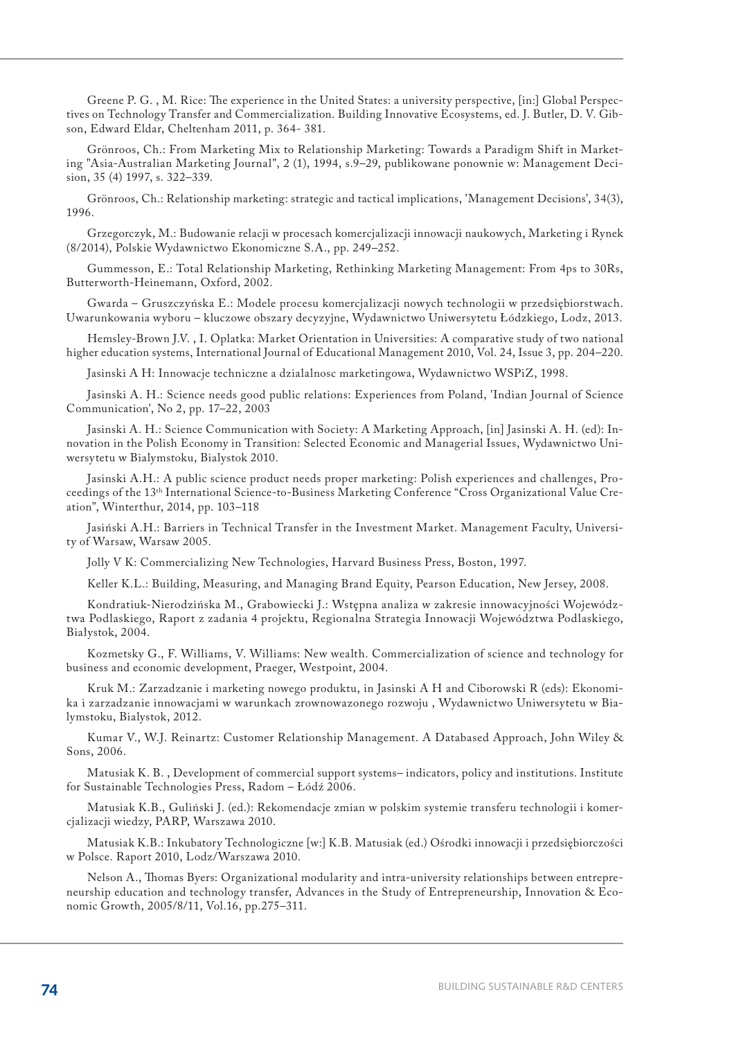Greene P. G. , M. Rice: The experience in the United States: a university perspective, [in:] Global Perspectives on Technology Transfer and Commercialization. Building Innovative Ecosystems, ed. J. Butler, D. V. Gibson, Edward Eldar, Cheltenham 2011, p. 364- 381.

Grönroos, Ch.: From Marketing Mix to Relationship Marketing: Towards a Paradigm Shift in Marketing "Asia-Australian Marketing Journal", 2 (1), 1994, s.9–29, publikowane ponownie w: Management Decision, 35 (4) 1997, s. 322–339.

Grönroos, Ch.: Relationship marketing: strategic and tactical implications, 'Management Decisions', 34(3), 1996.

Grzegorczyk, M.: Budowanie relacji w procesach komercjalizacji innowacji naukowych, Marketing i Rynek (8/2014), Polskie Wydawnictwo Ekonomiczne S.A., pp. 249–252.

Gummesson, E.: Total Relationship Marketing, Rethinking Marketing Management: From 4ps to 30Rs, Butterworth-Heinemann, Oxford, 2002.

Gwarda – Gruszczyńska E.: Modele procesu komercjalizacji nowych technologii w przedsiębiorstwach. Uwarunkowania wyboru – kluczowe obszary decyzyjne, Wydawnictwo Uniwersytetu Łódzkiego, Lodz, 2013.

Hemsley-Brown J.V. , I. Oplatka: Market Orientation in Universities: A comparative study of two national higher education systems, International Journal of Educational Management 2010, Vol. 24, Issue 3, pp. 204–220.

Jasinski A H: Innowacje techniczne a dzialalnosc marketingowa, Wydawnictwo WSPiZ, 1998.

Jasinski A. H.: Science needs good public relations: Experiences from Poland, 'Indian Journal of Science Communication', No 2, pp. 17–22, 2003

Jasinski A. H.: Science Communication with Society: A Marketing Approach, [in] Jasinski A. H. (ed): Innovation in the Polish Economy in Transition: Selected Economic and Managerial Issues, Wydawnictwo Uniwersytetu w Bialymstoku, Bialystok 2010.

Jasinski A.H.: A public science product needs proper marketing: Polish experiences and challenges, Proceedings of the 13th International Science-to-Business Marketing Conference “Cross Organizational Value Creation”, Winterthur, 2014, pp. 103–118

Jasiński A.H.: Barriers in Technical Transfer in the Investment Market. Management Faculty, University of Warsaw, Warsaw 2005.

Jolly V K: Commercializing New Technologies, Harvard Business Press, Boston, 1997.

Keller K.L.: Building, Measuring, and Managing Brand Equity, Pearson Education, New Jersey, 2008.

Kondratiuk-Nierodzińska M., Grabowiecki J.: Wstępna analiza w zakresie innowacyjności Województwa Podlaskiego, Raport z zadania 4 projektu, Regionalna Strategia Innowacji Województwa Podlaskiego, Białystok, 2004.

Kozmetsky G., F. Williams, V. Williams: New wealth. Commercialization of science and technology for business and economic development, Praeger, Westpoint, 2004.

Kruk M.: Zarzadzanie i marketing nowego produktu, in Jasinski A H and Ciborowski R (eds): Ekonomika i zarzadzanie innowacjami w warunkach zrownowazonego rozwoju , Wydawnictwo Uniwersytetu w Bialymstoku, Bialystok, 2012.

Kumar V., W.J. Reinartz: Customer Relationship Management. A Databased Approach, John Wiley & Sons, 2006.

Matusiak K. B. , Development of commercial support systems– indicators, policy and institutions. Institute for Sustainable Technologies Press, Radom – Łódź 2006.

Matusiak K.B., Guliński J. (ed.): Rekomendacje zmian w polskim systemie transferu technologii i komercjalizacji wiedzy, PARP, Warszawa 2010.

Matusiak K.B.: Inkubatory Technologiczne [w:] K.B. Matusiak (ed.) Ośrodki innowacji i przedsiębiorczości w Polsce. Raport 2010, Lodz/Warszawa 2010.

Nelson A., Thomas Byers: Organizational modularity and intra-university relationships between entrepreneurship education and technology transfer, Advances in the Study of Entrepreneurship, Innovation & Economic Growth, 2005/8/11, Vol.16, pp.275–311.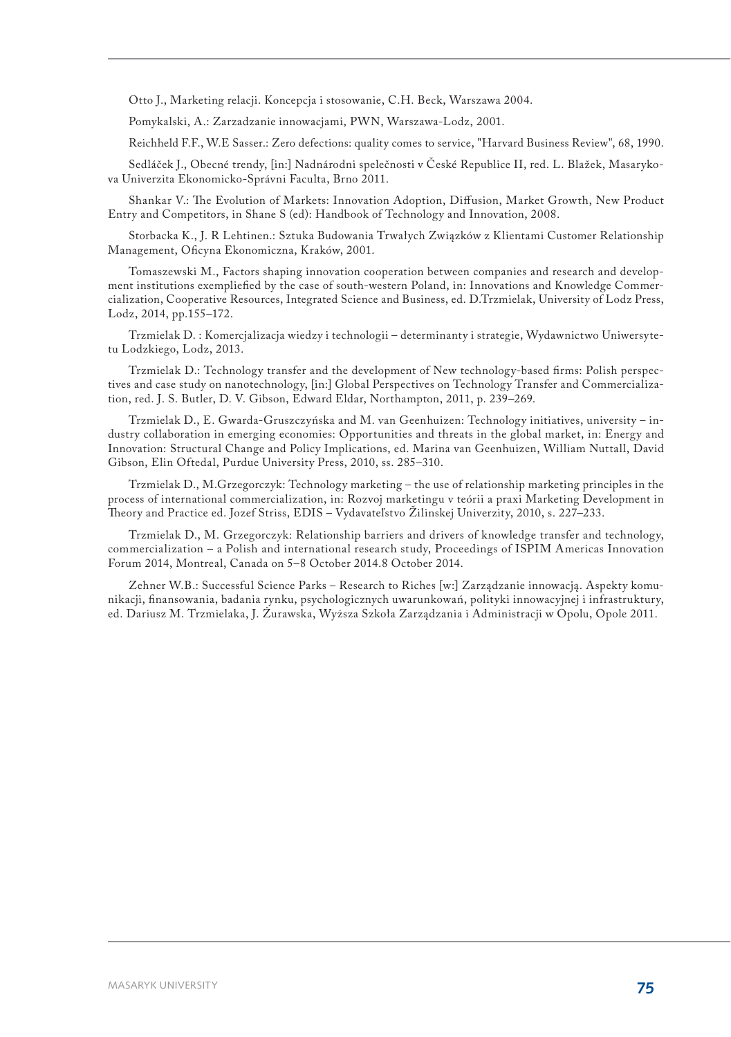Otto J., Marketing relacji. Koncepcja i stosowanie, C.H. Beck, Warszawa 2004.

Pomykalski, A.: Zarzadzanie innowacjami, PWN, Warszawa-Lodz, 2001.

Reichheld F.F., W.E Sasser.: Zero defections: quality comes to service, "Harvard Business Review", 68, 1990.

Sedláček J., Obecné trendy, [in:] Nadnárodni spelečnosti v České Republice II, red. L. Blažek, Masarykova Univerzita Ekonomicko-Správni Faculta, Brno 2011.

Shankar V.: The Evolution of Markets: Innovation Adoption, Diffusion, Market Growth, New Product Entry and Competitors, in Shane S (ed): Handbook of Technology and Innovation, 2008.

Storbacka K., J. R Lehtinen.: Sztuka Budowania Trwałych Związków z Klientami Customer Relationship Management, Oficyna Ekonomiczna, Kraków, 2001.

Tomaszewski M., Factors shaping innovation cooperation between companies and research and development institutions exemplified by the case of south-western Poland, in: Innovations and Knowledge Commercialization, Cooperative Resources, Integrated Science and Business, ed. D.Trzmielak, University of Lodz Press, Lodz, 2014, pp.155–172.

Trzmielak D. : Komercjalizacja wiedzy i technologii – determinanty i strategie, Wydawnictwo Uniwersytetu Lodzkiego, Lodz, 2013.

Trzmielak D.: Technology transfer and the development of New technology-based firms: Polish perspectives and case study on nanotechnology, [in:] Global Perspectives on Technology Transfer and Commercialization, red. J. S. Butler, D. V. Gibson, Edward Eldar, Northampton, 2011, p. 239–269.

Trzmielak D., E. Gwarda-Gruszczyńska and M. van Geenhuizen: Technology initiatives, university – industry collaboration in emerging economies: Opportunities and threats in the global market, in: Energy and Innovation: Structural Change and Policy Implications, ed. Marina van Geenhuizen, William Nuttall, David Gibson, Elin Oftedal, Purdue University Press, 2010, ss. 285–310.

Trzmielak D., M.Grzegorczyk: Technology marketing – the use of relationship marketing principles in the process of international commercialization, in: Rozvoj marketingu v teórii a praxi Marketing Development in Theory and Practice ed. Jozef Striss, EDIS – Vydavateľstvo Žilinskej Univerzity, 2010, s. 227–233.

Trzmielak D., M. Grzegorczyk: Relationship barriers and drivers of knowledge transfer and technology, commercialization – a Polish and international research study, Proceedings of ISPIM Americas Innovation Forum 2014, Montreal, Canada on 5–8 October 2014.8 October 2014.

Zehner W.B.: Successful Science Parks – Research to Riches [w:] Zarządzanie innowacją. Aspekty komunikacji, finansowania, badania rynku, psychologicznych uwarunkowań, polityki innowacyjnej i infrastruktury, ed. Dariusz M. Trzmielaka, J. Żurawska, Wyższa Szkoła Zarządzania i Administracji w Opolu, Opole 2011.